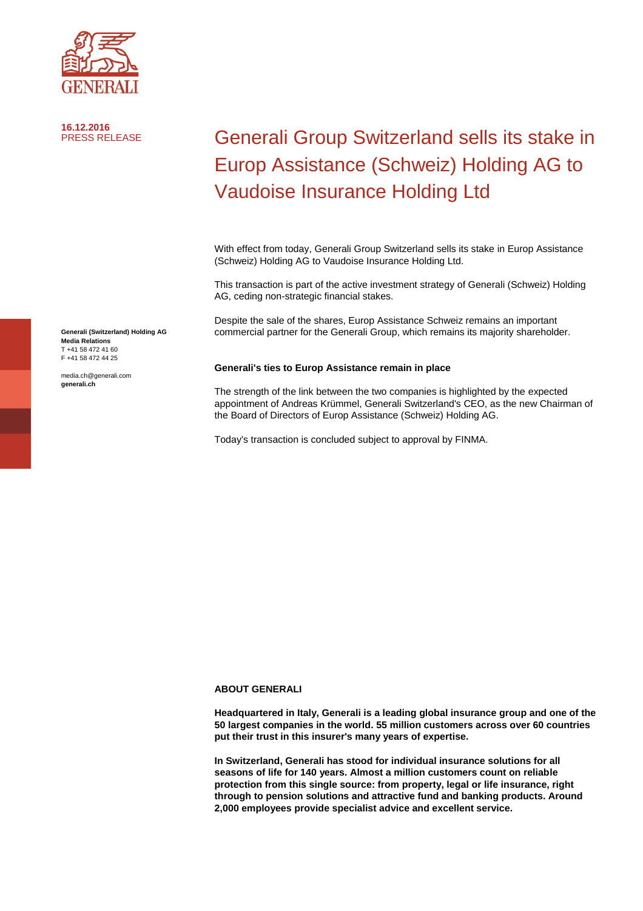**16.12.2016**
PRESS RELEASE

# Generali Group Switzerland sells its stake in Europ Assistance (Schweiz) Holding AG to Vaudoise Insurance Holding Ltd

**Generali (Switzerland) Holding AG**
**Media Relations**
T +41 58 472 41 60
F +41 58 472 44 25

media.ch@generali.com
**generali.ch**

With effect from today, Generali Group Switzerland sells its stake in Europ Assistance (Schweiz) Holding AG to Vaudoise Insurance Holding Ltd.

This transaction is part of the active investment strategy of Generali (Schweiz) Holding AG, ceding non-strategic financial stakes.

Despite the sale of the shares, Europ Assistance Schweiz remains an important commercial partner for the Generali Group, which remains its majority shareholder.

**Generali's ties to Europ Assistance remain in place**

The strength of the link between the two companies is highlighted by the expected appointment of Andreas Krümmel, Generali Switzerland's CEO, as the new Chairman of the Board of Directors of Europ Assistance (Schweiz) Holding AG.

Today's transaction is concluded subject to approval by FINMA.

**ABOUT GENERALI**

**Headquartered in Italy, Generali is a leading global insurance group and one of the 50 largest companies in the world. 55 million customers across over 60 countries put their trust in this insurer's many years of expertise.**

**In Switzerland, Generali has stood for individual insurance solutions for all seasons of life for 140 years. Almost a million customers count on reliable protection from this single source: from property, legal or life insurance, right through to pension solutions and attractive fund and banking products. Around 2,000 employees provide specialist advice and excellent service.**